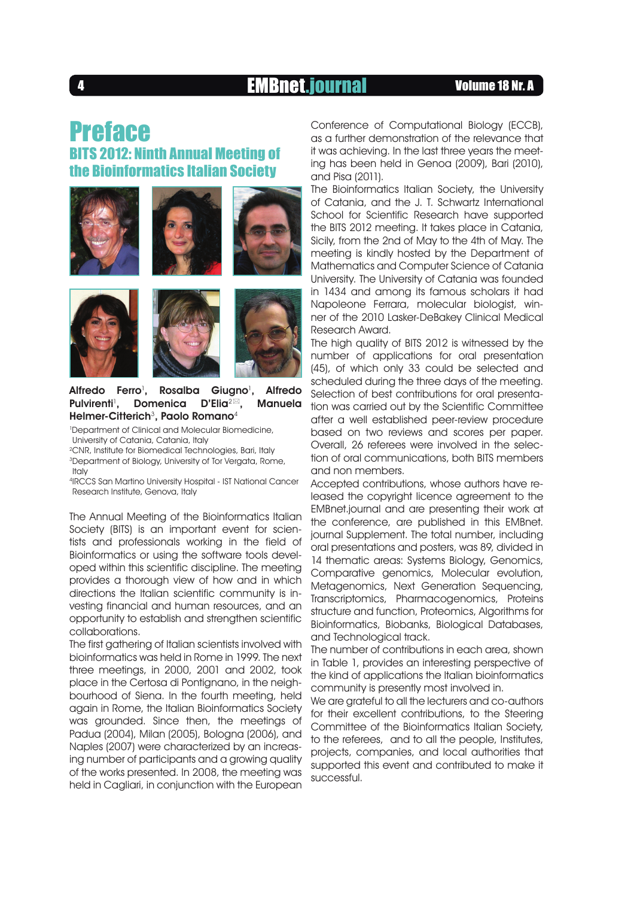# Preface

## BITS 2012: Ninth Annual Meeting of the Bioinformatics Italian Society

**Alfredo Ferro**[1], **Rosalba Giugno**[1], **Alfredo Pulvirenti**[1], **Domenica D'Elia**[2✉], **Manuela Helmer-Citterich**[3], **Paolo Romano**[4]

[1]Department of Clinical and Molecular Biomedicine, University of Catania, Catania, Italy
[2]CNR, Institute for Biomedical Technologies, Bari, Italy
[3]Department of Biology, University of Tor Vergata, Rome, Italy
[4]IRCCS San Martino University Hospital - IST National Cancer Research Institute, Genova, Italy

The Annual Meeting of the Bioinformatics Italian Society (BITS) is an important event for scientists and professionals working in the field of Bioinformatics or using the software tools developed within this scientific discipline. The meeting provides a thorough view of how and in which directions the Italian scientific community is investing financial and human resources, and an opportunity to establish and strengthen scientific collaborations.

The first gathering of Italian scientists involved with bioinformatics was held in Rome in 1999. The next three meetings, in 2000, 2001 and 2002, took place in the Certosa di Pontignano, in the neighbourhood of Siena. In the fourth meeting, held again in Rome, the Italian Bioinformatics Society was grounded. Since then, the meetings of Padua (2004), Milan (2005), Bologna (2006), and Naples (2007) were characterized by an increasing number of participants and a growing quality of the works presented. In 2008, the meeting was held in Cagliari, in conjunction with the European Conference of Computational Biology (ECCB), as a further demonstration of the relevance that it was achieving. In the last three years the meeting has been held in Genoa (2009), Bari (2010), and Pisa (2011).

The Bioinformatics Italian Society, the University of Catania, and the J. T. Schwartz International School for Scientific Research have supported the BITS 2012 meeting. It takes place in Catania, Sicily, from the 2nd of May to the 4th of May. The meeting is kindly hosted by the Department of Mathematics and Computer Science of Catania University. The University of Catania was founded in 1434 and among its famous scholars it had Napoleone Ferrara, molecular biologist, winner of the 2010 Lasker-DeBakey Clinical Medical Research Award.

The high quality of BITS 2012 is witnessed by the number of applications for oral presentation (45), of which only 33 could be selected and scheduled during the three days of the meeting. Selection of best contributions for oral presentation was carried out by the Scientific Committee after a well established peer-review procedure based on two reviews and scores per paper. Overall, 26 referees were involved in the selection of oral communications, both BITS members and non members.

Accepted contributions, whose authors have released the copyright licence agreement to the EMBnet.journal and are presenting their work at the conference, are published in this EMBnet.journal Supplement. The total number, including oral presentations and posters, was 89, divided in 14 thematic areas: Systems Biology, Genomics, Comparative genomics, Molecular evolution, Metagenomics, Next Generation Sequencing, Transcriptomics, Pharmacogenomics, Proteins structure and function, Proteomics, Algorithms for Bioinformatics, Biobanks, Biological Databases, and Technological track.

The number of contributions in each area, shown in Table 1, provides an interesting perspective of the kind of applications the Italian bioinformatics community is presently most involved in.

We are grateful to all the lecturers and co-authors for their excellent contributions, to the Steering Committee of the Bioinformatics Italian Society, to the referees, and to all the people, Institutes, projects, companies, and local authorities that supported this event and contributed to make it successful.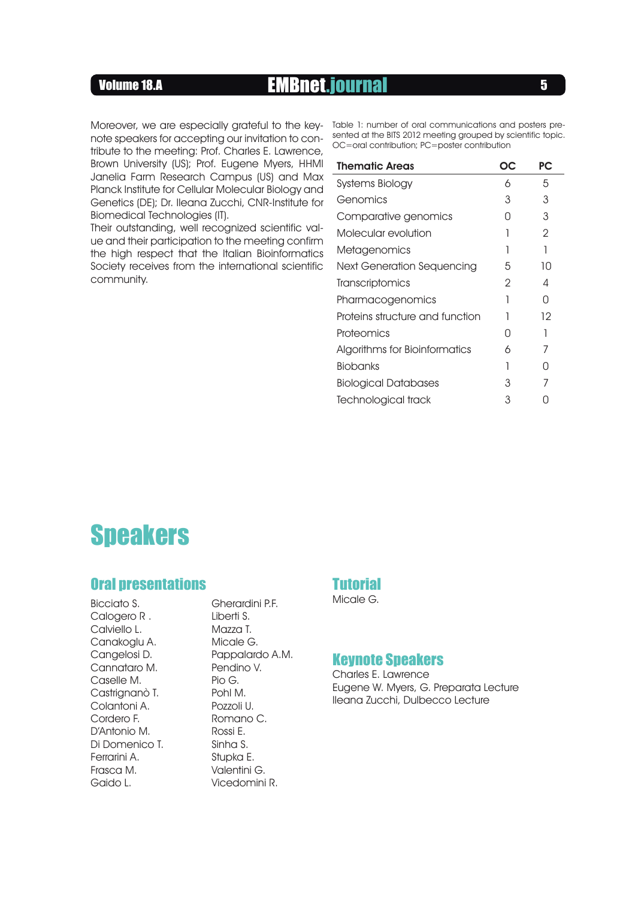Moreover, we are especially grateful to the keynote speakers for accepting our invitation to contribute to the meeting: Prof. Charles E. Lawrence, Brown University (US); Prof. Eugene Myers, HHMI Janelia Farm Research Campus (US) and Max Planck Institute for Cellular Molecular Biology and Genetics (DE); Dr. Ileana Zucchi, CNR-Institute for Biomedical Technologies (IT).
Their outstanding, well recognized scientific value and their participation to the meeting confirm the high respect that the Italian Bioinformatics Society receives from the international scientific community.

Table 1: number of oral communications and posters presented at the BITS 2012 meeting grouped by scientific topic. OC=oral contribution; PC=poster contribution

| Thematic Areas | OC | PC |
|---|---|---|
| Systems Biology | 6 | 5 |
| Genomics | 3 | 3 |
| Comparative genomics | 0 | 3 |
| Molecular evolution | 1 | 2 |
| Metagenomics | 1 | 1 |
| Next Generation Sequencing | 5 | 10 |
| Transcriptomics | 2 | 4 |
| Pharmacogenomics | 1 | 0 |
| Proteins structure and function | 1 | 12 |
| Proteomics | 0 | 1 |
| Algorithms for Bioinformatics | 6 | 7 |
| Biobanks | 1 | 0 |
| Biological Databases | 3 | 7 |
| Technological track | 3 | 0 |

# Speakers

## Oral presentations

Bicciato S.
Calogero R .
Calviello L.
Canakoglu A.
Cangelosi D.
Cannataro M.
Caselle M.
Castrignanò T.
Colantoni A.
Cordero F.
D'Antonio M.
Di Domenico T.
Ferrarini A.
Frasca M.
Gaido L.
Gherardini P.F.
Liberti S.
Mazza T.
Micale G.
Pappalardo A.M.
Pendino V.
Pio G.
Pohl M.
Pozzoli U.
Romano C.
Rossi E.
Sinha S.
Stupka E.
Valentini G.
Vicedomini R.

## Tutorial

Micale G.

## Keynote Speakers

Charles E. Lawrence
Eugene W. Myers, G. Preparata Lecture
Ileana Zucchi, Dulbecco Lecture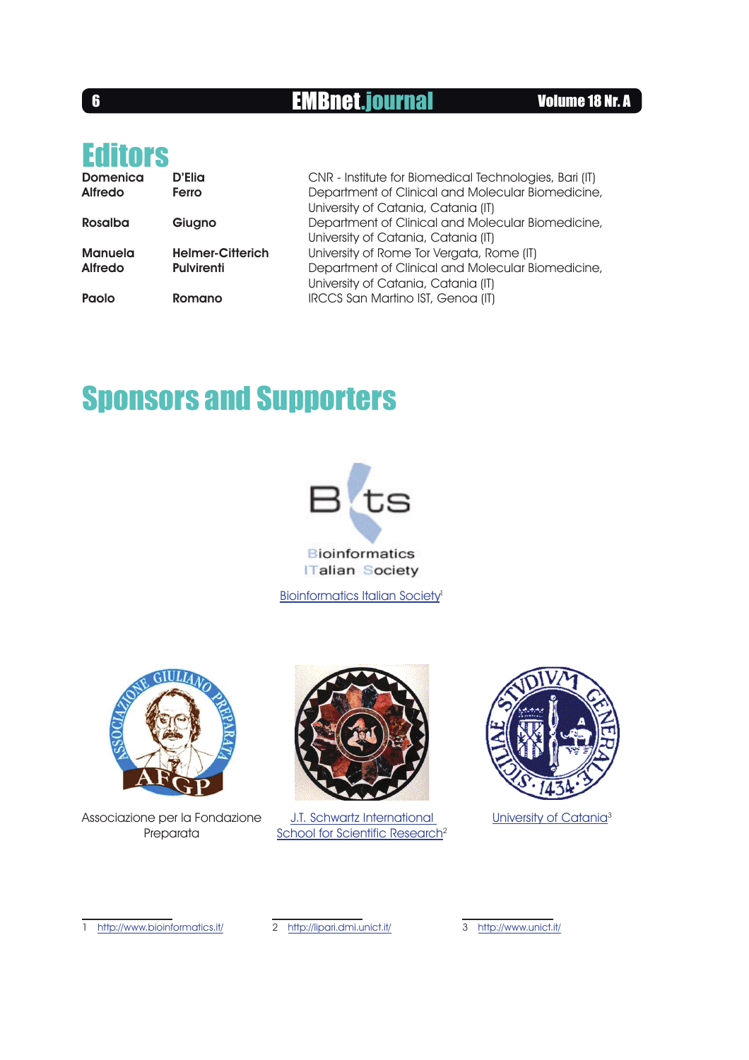# Editors

| | | |
|---|---|---|
| **Domenica** | **D'Elia** | CNR - Institute for Biomedical Technologies, Bari (IT) |
| **Alfredo** | **Ferro** | Department of Clinical and Molecular Biomedicine, University of Catania, Catania (IT) |
| **Rosalba** | **Giugno** | Department of Clinical and Molecular Biomedicine, University of Catania, Catania (IT) |
| **Manuela** | **Helmer-Citterich** | University of Rome Tor Vergata, Rome (IT) |
| **Alfredo** | **Pulvirenti** | Department of Clinical and Molecular Biomedicine, University of Catania, Catania (IT) |
| **Paolo** | **Romano** | IRCCS San Martino IST, Genoa (IT) |

# Sponsors and Supporters

Bioinformatics Italian Society[1]

Associazione per la Fondazione Preparata

J.T. Schwartz International School for Scientific Research[2]

University of Catania[3]

---

1 http://www.bioinformatics.it/

2 http://lipari.dmi.unict.it/

3 http://www.unict.it/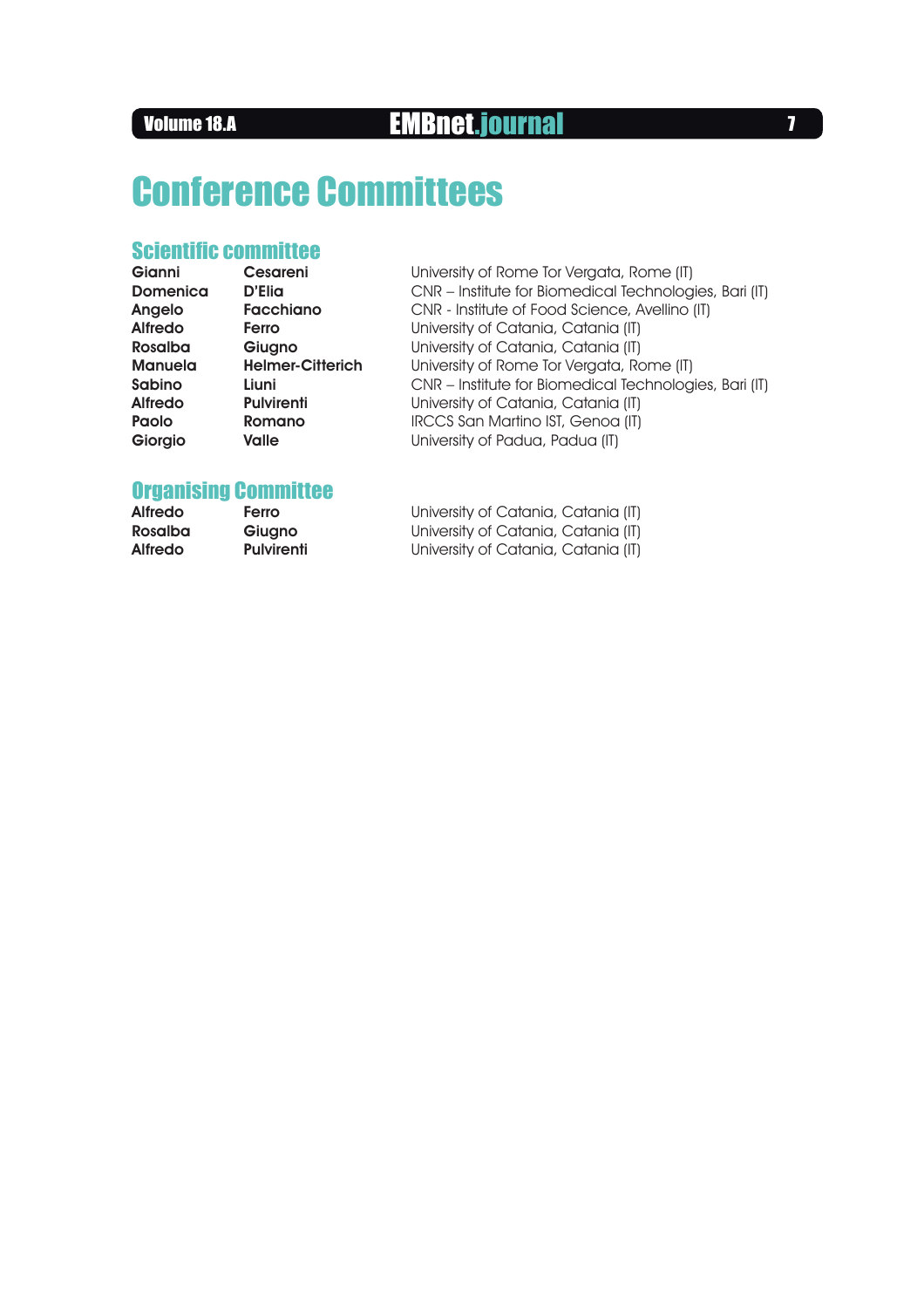# Conference Committees

## Scientific committee

| | | |
|---|---|---|
| **Gianni** | **Cesareni** | University of Rome Tor Vergata, Rome (IT) |
| **Domenica** | **D'Elia** | CNR – Institute for Biomedical Technologies, Bari (IT) |
| **Angelo** | **Facchiano** | CNR - Institute of Food Science, Avellino (IT) |
| **Alfredo** | **Ferro** | University of Catania, Catania (IT) |
| **Rosalba** | **Giugno** | University of Catania, Catania (IT) |
| **Manuela** | **Helmer-Citterich** | University of Rome Tor Vergata, Rome (IT) |
| **Sabino** | **Liuni** | CNR – Institute for Biomedical Technologies, Bari (IT) |
| **Alfredo** | **Pulvirenti** | University of Catania, Catania (IT) |
| **Paolo** | **Romano** | IRCCS San Martino IST, Genoa (IT) |
| **Giorgio** | **Valle** | University of Padua, Padua (IT) |

## Organising Committee

| | | |
|---|---|---|
| **Alfredo** | **Ferro** | University of Catania, Catania (IT) |
| **Rosalba** | **Giugno** | University of Catania, Catania (IT) |
| **Alfredo** | **Pulvirenti** | University of Catania, Catania (IT) |